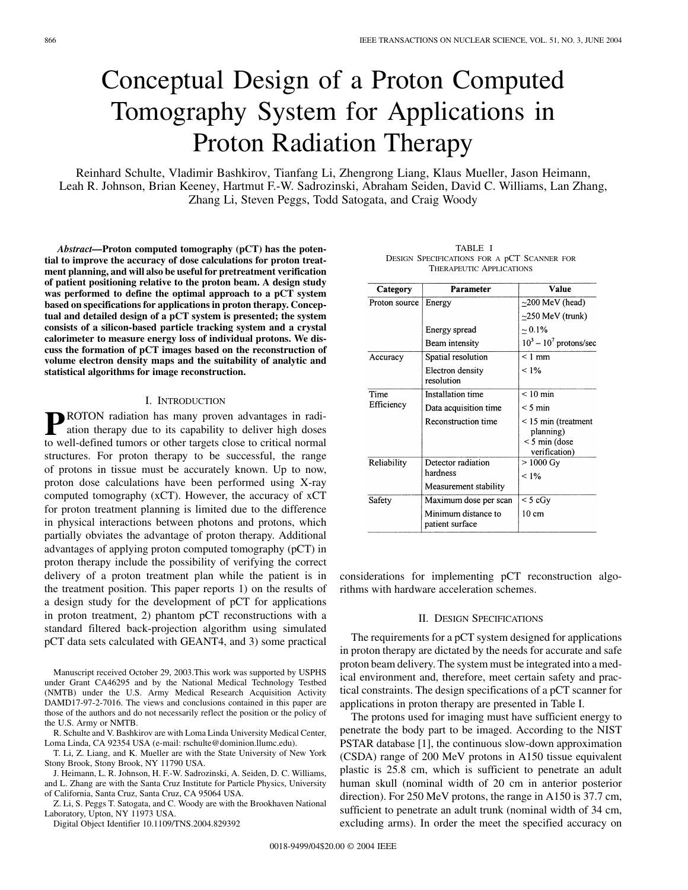# Conceptual Design of a Proton Computed Tomography System for Applications in Proton Radiation Therapy

Reinhard Schulte, Vladimir Bashkirov, Tianfang Li, Zhengrong Liang, Klaus Mueller, Jason Heimann, Leah R. Johnson, Brian Keeney, Hartmut F.-W. Sadrozinski, Abraham Seiden, David C. Williams, Lan Zhang, Zhang Li, Steven Peggs, Todd Satogata, and Craig Woody

***Abstract*—Proton computed tomography (pCT) has the potential to improve the accuracy of dose calculations for proton treatment planning, and will also be useful for pretreatment verification of patient positioning relative to the proton beam. A design study was performed to define the optimal approach to a pCT system based on specifications for applications in proton therapy. Conceptual and detailed design of a pCT system is presented; the system consists of a silicon-based particle tracking system and a crystal calorimeter to measure energy loss of individual protons. We discuss the formation of pCT images based on the reconstruction of volume electron density maps and the suitability of analytic and statistical algorithms for image reconstruction.**

## I. Introduction

PROTON radiation has many proven advantages in radiation therapy due to its capability to deliver high doses to well-defined tumors or other targets close to critical normal structures. For proton therapy to be successful, the range of protons in tissue must be accurately known. Up to now, proton dose calculations have been performed using X-ray computed tomography (xCT). However, the accuracy of xCT for proton treatment planning is limited due to the difference in physical interactions between photons and protons, which partially obviates the advantage of proton therapy. Additional advantages of applying proton computed tomography (pCT) in proton therapy include the possibility of verifying the correct delivery of a proton treatment plan while the patient is in the treatment position. This paper reports 1) on the results of a design study for the development of pCT for applications in proton treatment, 2) phantom pCT reconstructions with a standard filtered back-projection algorithm using simulated pCT data sets calculated with GEANT4, and 3) some practical considerations for implementing pCT reconstruction algorithms with hardware acceleration schemes.

Manuscript received October 29, 2003.This work was supported by USPHS under Grant CA46295 and by the National Medical Technology Testbed (NMTB) under the U.S. Army Medical Research Acquisition Activity DAMD17-97-2-7016. The views and conclusions contained in this paper are those of the authors and do not necessarily reflect the position or the policy of the U.S. Army or NMTB.

R. Schulte and V. Bashkirov are with Loma Linda University Medical Center, Loma Linda, CA 92354 USA (e-mail: rschulte@dominion.llumc.edu).

T. Li, Z. Liang, and K. Mueller are with the State University of New York Stony Brook, Stony Brook, NY 11790 USA.

J. Heimann, L. R. Johnson, H. F.-W. Sadrozinski, A. Seiden, D. C. Williams, and L. Zhang are with the Santa Cruz Institute for Particle Physics, University of California, Santa Cruz, Santa Cruz, CA 95064 USA.

Z. Li, S. Peggs T. Satogata, and C. Woody are with the Brookhaven National Laboratory, Upton, NY 11973 USA.

Digital Object Identifier 10.1109/TNS.2004.829392

TABLE I
DESIGN SPECIFICATIONS FOR A pCT SCANNER FOR THERAPEUTIC APPLICATIONS

| Category | Parameter | Value |
|---|---|---|
| Proton source | Energy | ~200 MeV (head) |
| | | ~250 MeV (trunk) |
| | Energy spread | ≃ 0.1% |
| | Beam intensity | $10^3 - 10^7$ protons/sec |
| Accuracy | Spatial resolution | < 1 mm |
| | Electron density resolution | < 1% |
| Time Efficiency | Installation time | < 10 min |
| | Data acquisition time | < 5 min |
| | Reconstruction time | < 15 min (treatment planning) < 5 min (dose verification) |
| Reliability | Detector radiation hardness | > 1000 Gy |
| | Measurement stability | < 1% |
| Safety | Maximum dose per scan | < 5 cGy |
| | Minimum distance to patient surface | 10 cm |

## II. Design Specifications

The requirements for a pCT system designed for applications in proton therapy are dictated by the needs for accurate and safe proton beam delivery. The system must be integrated into a medical environment and, therefore, meet certain safety and practical constraints. The design specifications of a pCT scanner for applications in proton therapy are presented in Table I.

The protons used for imaging must have sufficient energy to penetrate the body part to be imaged. According to the NIST PSTAR database [1], the continuous slow-down approximation (CSDA) range of 200 MeV protons in A150 tissue equivalent plastic is 25.8 cm, which is sufficient to penetrate an adult human skull (nominal width of 20 cm in anterior posterior direction). For 250 MeV protons, the range in A150 is 37.7 cm, sufficient to penetrate an adult trunk (nominal width of 34 cm, excluding arms). In order the meet the specified accuracy on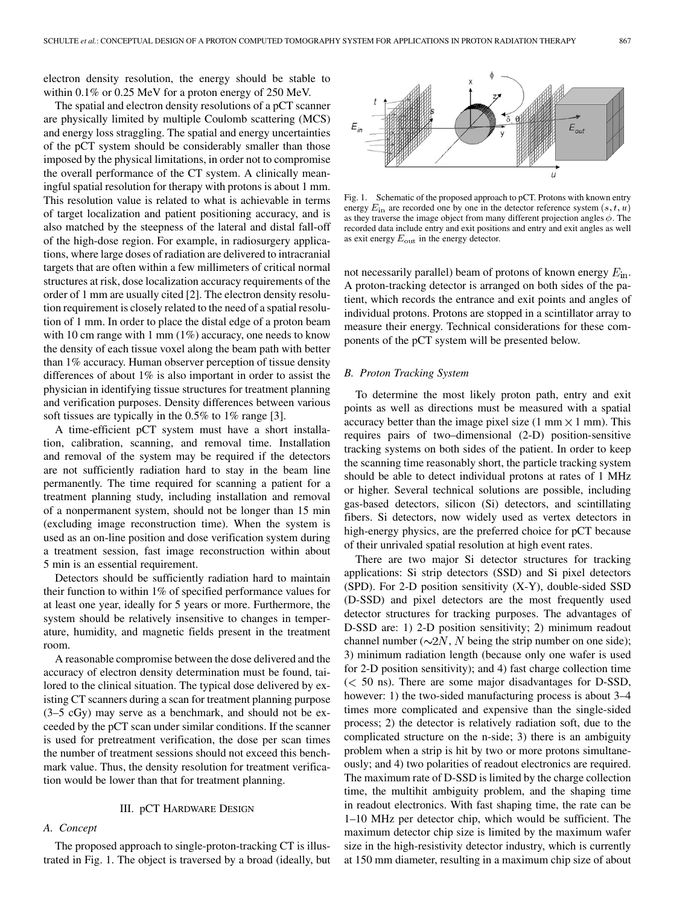electron density resolution, the energy should be stable to within 0.1% or 0.25 MeV for a proton energy of 250 MeV.

The spatial and electron density resolutions of a pCT scanner are physically limited by multiple Coulomb scattering (MCS) and energy loss straggling. The spatial and energy uncertainties of the pCT system should be considerably smaller than those imposed by the physical limitations, in order not to compromise the overall performance of the CT system. A clinically meaningful spatial resolution for therapy with protons is about 1 mm. This resolution value is related to what is achievable in terms of target localization and patient positioning accuracy, and is also matched by the steepness of the lateral and distal fall-off of the high-dose region. For example, in radiosurgery applications, where large doses of radiation are delivered to intracranial targets that are often within a few millimeters of critical normal structures at risk, dose localization accuracy requirements of the order of 1 mm are usually cited [2]. The electron density resolution requirement is closely related to the need of a spatial resolution of 1 mm. In order to place the distal edge of a proton beam with 10 cm range with 1 mm (1%) accuracy, one needs to know the density of each tissue voxel along the beam path with better than 1% accuracy. Human observer perception of tissue density differences of about 1% is also important in order to assist the physician in identifying tissue structures for treatment planning and verification purposes. Density differences between various soft tissues are typically in the 0.5% to 1% range [3].

A time-efficient pCT system must have a short installation, calibration, scanning, and removal time. Installation and removal of the system may be required if the detectors are not sufficiently radiation hard to stay in the beam line permanently. The time required for scanning a patient for a treatment planning study, including installation and removal of a nonpermanent system, should not be longer than 15 min (excluding image reconstruction time). When the system is used as an on-line position and dose verification system during a treatment session, fast image reconstruction within about 5 min is an essential requirement.

Detectors should be sufficiently radiation hard to maintain their function to within 1% of specified performance values for at least one year, ideally for 5 years or more. Furthermore, the system should be relatively insensitive to changes in temperature, humidity, and magnetic fields present in the treatment room.

A reasonable compromise between the dose delivered and the accuracy of electron density determination must be found, tailored to the clinical situation. The typical dose delivered by existing CT scanners during a scan for treatment planning purpose (3–5 cGy) may serve as a benchmark, and should not be exceeded by the pCT scan under similar conditions. If the scanner is used for pretreatment verification, the dose per scan times the number of treatment sessions should not exceed this benchmark value. Thus, the density resolution for treatment verification would be lower than that for treatment planning.

## III. pCT Hardware Design

### A. Concept

The proposed approach to single-proton-tracking CT is illustrated in Fig. 1. The object is traversed by a broad (ideally, but not necessarily parallel) beam of protons of known energy $E_{\text{in}}$. A proton-tracking detector is arranged on both sides of the patient, which records the entrance and exit points and angles of individual protons. Protons are stopped in a scintillator array to measure their energy. Technical considerations for these components of the pCT system will be presented below.

Fig. 1. Schematic of the proposed approach to pCT. Protons with known entry energy $E_{\text{in}}$ are recorded one by one in the detector reference system $(s, t, u)$ as they traverse the image object from many different projection angles $\phi$. The recorded data include entry and exit positions and entry and exit angles as well as exit energy $E_{\text{out}}$ in the energy detector.

### B. Proton Tracking System

To determine the most likely proton path, entry and exit points as well as directions must be measured with a spatial accuracy better than the image pixel size (1 mm $\times$ 1 mm). This requires pairs of two–dimensional (2-D) position-sensitive tracking systems on both sides of the patient. In order to keep the scanning time reasonably short, the particle tracking system should be able to detect individual protons at rates of 1 MHz or higher. Several technical solutions are possible, including gas-based detectors, silicon (Si) detectors, and scintillating fibers. Si detectors, now widely used as vertex detectors in high-energy physics, are the preferred choice for pCT because of their unrivaled spatial resolution at high event rates.

There are two major Si detector structures for tracking applications: Si strip detectors (SSD) and Si pixel detectors (SPD). For 2-D position sensitivity (X-Y), double-sided SSD (D-SSD) and pixel detectors are the most frequently used detector structures for tracking purposes. The advantages of D-SSD are: 1) 2-D position sensitivity; 2) minimum readout channel number ($\sim 2N$, $N$ being the strip number on one side); 3) minimum radiation length (because only one wafer is used for 2-D position sensitivity); and 4) fast charge collection time ($< 50$ ns). There are some major disadvantages for D-SSD, however: 1) the two-sided manufacturing process is about 3–4 times more complicated and expensive than the single-sided process; 2) the detector is relatively radiation soft, due to the complicated structure on the n-side; 3) there is an ambiguity problem when a strip is hit by two or more protons simultaneously; and 4) two polarities of readout electronics are required. The maximum rate of D-SSD is limited by the charge collection time, the multihit ambiguity problem, and the shaping time in readout electronics. With fast shaping time, the rate can be 1–10 MHz per detector chip, which would be sufficient. The maximum detector chip size is limited by the maximum wafer size in the high-resistivity detector industry, which is currently at 150 mm diameter, resulting in a maximum chip size of about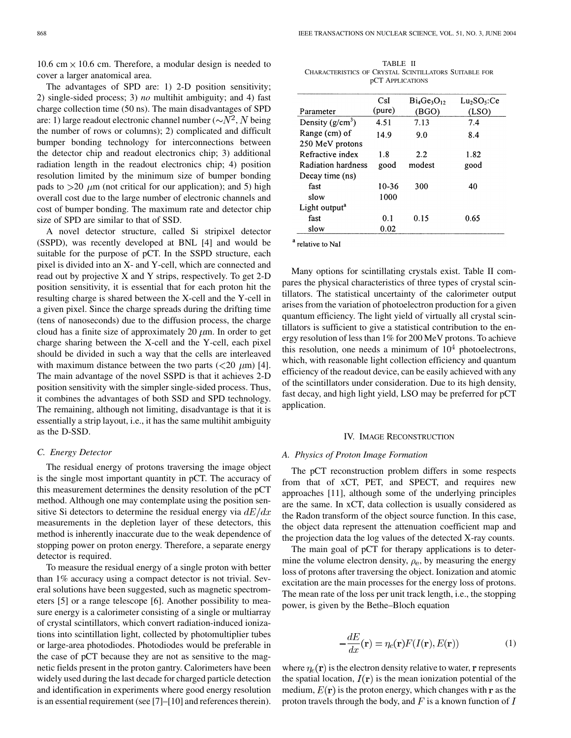10.6 cm × 10.6 cm. Therefore, a modular design is needed to cover a larger anatomical area.

The advantages of SPD are: 1) 2-D position sensitivity; 2) single-sided process; 3) *no* multihit ambiguity; and 4) fast charge collection time (50 ns). The main disadvantages of SPD are: 1) large readout electronic channel number ($\sim N^2$, $N$ being the number of rows or columns); 2) complicated and difficult bumper bonding technology for interconnections between the detector chip and readout electronics chip; 3) additional radiation length in the readout electronics chip; 4) position resolution limited by the minimum size of bumper bonding pads to >20 $\mu$m (not critical for our application); and 5) high overall cost due to the large number of electronic channels and cost of bumper bonding. The maximum rate and detector chip size of SPD are similar to that of SSD.

A novel detector structure, called Si stripixel detector (SSPD), was recently developed at BNL [4] and would be suitable for the purpose of pCT. In the SSPD structure, each pixel is divided into an X- and Y-cell, which are connected and read out by projective X and Y strips, respectively. To get 2-D position sensitivity, it is essential that for each proton hit the resulting charge is shared between the X-cell and the Y-cell in a given pixel. Since the charge spreads during the drifting time (tens of nanoseconds) due to the diffusion process, the charge cloud has a finite size of approximately 20 $\mu$m. In order to get charge sharing between the X-cell and the Y-cell, each pixel should be divided in such a way that the cells are interleaved with maximum distance between the two parts (<20 $\mu$m) [4]. The main advantage of the novel SSPD is that it achieves 2-D position sensitivity with the simpler single-sided process. Thus, it combines the advantages of both SSD and SPD technology. The remaining, although not limiting, disadvantage is that it is essentially a strip layout, i.e., it has the same multihit ambiguity as the D-SSD.

### C. Energy Detector

The residual energy of protons traversing the image object is the single most important quantity in pCT. The accuracy of this measurement determines the density resolution of the pCT method. Although one may contemplate using the position sensitive Si detectors to determine the residual energy via $dE/dx$ measurements in the depletion layer of these detectors, this method is inherently inaccurate due to the weak dependence of stopping power on proton energy. Therefore, a separate energy detector is required.

To measure the residual energy of a single proton with better than 1% accuracy using a compact detector is not trivial. Several solutions have been suggested, such as magnetic spectrometers [5] or a range telescope [6]. Another possibility to measure energy is a calorimeter consisting of a single or multiarray of crystal scintillators, which convert radiation-induced ionizations into scintillation light, collected by photomultiplier tubes or large-area photodiodes. Photodiodes would be preferable in the case of pCT because they are not as sensitive to the magnetic fields present in the proton gantry. Calorimeters have been widely used during the last decade for charged particle detection and identification in experiments where good energy resolution is an essential requirement (see [7]–[10] and references therein).

TABLE II
CHARACTERISTICS OF CRYSTAL SCINTILLATORS SUITABLE FOR pCT APPLICATIONS

| Parameter | CsI (pure) | $Bi_4Ge_3O_{12}$ (BGO) | $Lu_2SO_5$:Ce (LSO) |
|---|---|---|---|
| Density (g/cm$^3$) | 4.51 | 7.13 | 7.4 |
| Range (cm) of 250 MeV protons | 14.9 | 9.0 | 8.4 |
| Refractive index | 1.8 | 2.2 | 1.82 |
| Radiation hardness | good | modest | good |
| Decay time (ns) | | | |
| fast | 10-36 | 300 | 40 |
| slow | 1000 | | |
| Light output[a] | | | |
| fast | 0.1 | 0.15 | 0.65 |
| slow | 0.02 | | |

[a] relative to NaI

Many options for scintillating crystals exist. Table II compares the physical characteristics of three types of crystal scintillators. The statistical uncertainty of the calorimeter output arises from the variation of photoelectron production for a given quantum efficiency. The light yield of virtually all crystal scintillators is sufficient to give a statistical contribution to the energy resolution of less than 1% for 200 MeV protons. To achieve this resolution, one needs a minimum of $10^4$ photoelectrons, which, with reasonable light collection efficiency and quantum efficiency of the readout device, can be easily achieved with any of the scintillators under consideration. Due to its high density, fast decay, and high light yield, LSO may be preferred for pCT application.

## IV. Image Reconstruction

### A. Physics of Proton Image Formation

The pCT reconstruction problem differs in some respects from that of xCT, PET, and SPECT, and requires new approaches [11], although some of the underlying principles are the same. In xCT, data collection is usually considered as the Radon transform of the object source function. In this case, the object data represent the attenuation coefficient map and the projection data the log values of the detected X-ray counts.

The main goal of pCT for therapy applications is to determine the volume electron density, $\rho_e$, by measuring the energy loss of protons after traversing the object. Ionization and atomic excitation are the main processes for the energy loss of protons. The mean rate of the loss per unit track length, i.e., the stopping power, is given by the Bethe–Bloch equation

$$-\frac{dE}{dx}(\mathbf{r}) = \eta_e(\mathbf{r})F(I(\mathbf{r}), E(\mathbf{r})) \tag{1}$$

where $\eta_e(\mathbf{r})$ is the electron density relative to water, $\mathbf{r}$ represents the spatial location, $I(\mathbf{r})$ is the mean ionization potential of the medium, $E(\mathbf{r})$ is the proton energy, which changes with $\mathbf{r}$ as the proton travels through the body, and $F$ is a known function of $I$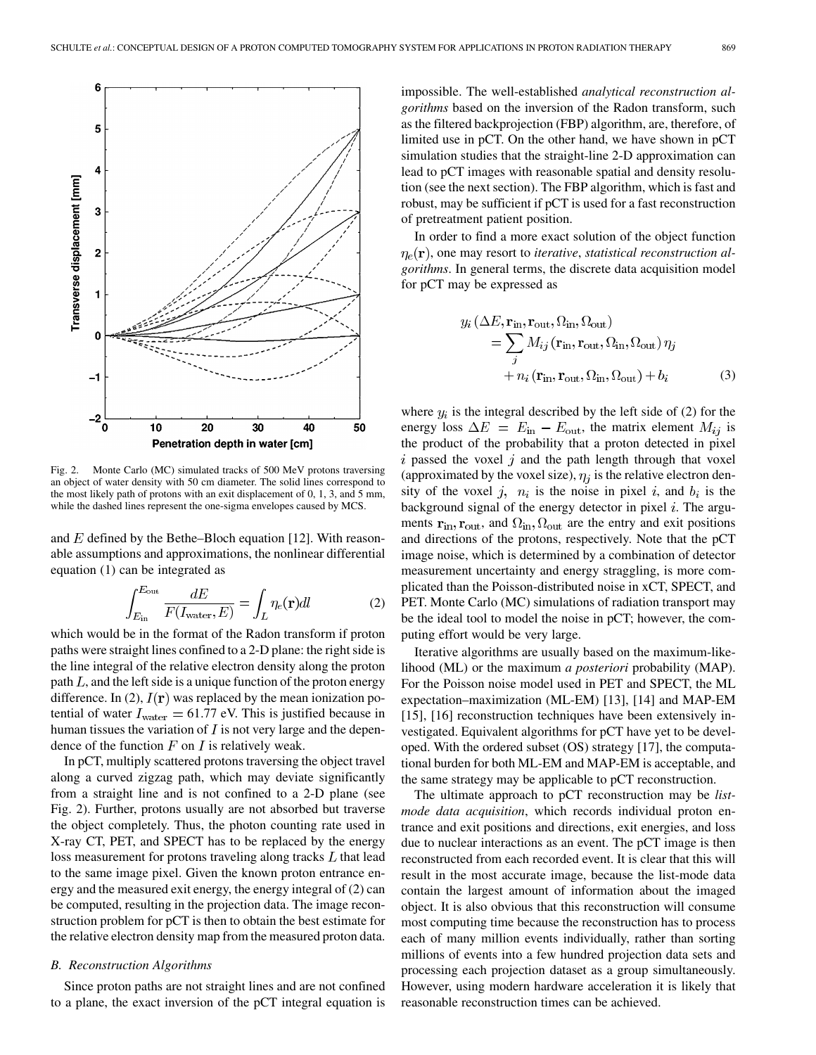Fig. 2. Monte Carlo (MC) simulated tracks of 500 MeV protons traversing an object of water density with 50 cm diameter. The solid lines correspond to the most likely path of protons with an exit displacement of 0, 1, 3, and 5 mm, while the dashed lines represent the one-sigma envelopes caused by MCS.

and $E$ defined by the Bethe–Bloch equation [12]. With reasonable assumptions and approximations, the nonlinear differential equation (1) can be integrated as

$$\int_{E_{\text{in}}}^{E_{\text{out}}} \frac{dE}{F(I_{\text{water}}, E)} = \int_{L} \eta_e(\mathbf{r}) dl \tag{2}$$

which would be in the format of the Radon transform if proton paths were straight lines confined to a 2-D plane: the right side is the line integral of the relative electron density along the proton path $L$, and the left side is a unique function of the proton energy difference. In (2), $I(\mathbf{r})$ was replaced by the mean ionization potential of water $I_{\text{water}} = 61.77$ eV. This is justified because in human tissues the variation of $I$ is not very large and the dependence of the function $F$ on $I$ is relatively weak.

In pCT, multiply scattered protons traversing the object travel along a curved zigzag path, which may deviate significantly from a straight line and is not confined to a 2-D plane (see Fig. 2). Further, protons usually are not absorbed but traverse the object completely. Thus, the photon counting rate used in X-ray CT, PET, and SPECT has to be replaced by the energy loss measurement for protons traveling along tracks $L$ that lead to the same image pixel. Given the known proton entrance energy and the measured exit energy, the energy integral of (2) can be computed, resulting in the projection data. The image reconstruction problem for pCT is then to obtain the best estimate for the relative electron density map from the measured proton data.

### B. Reconstruction Algorithms

Since proton paths are not straight lines and are not confined to a plane, the exact inversion of the pCT integral equation is impossible. The well-established *analytical reconstruction algorithms* based on the inversion of the Radon transform, such as the filtered backprojection (FBP) algorithm, are, therefore, of limited use in pCT. On the other hand, we have shown in pCT simulation studies that the straight-line 2-D approximation can lead to pCT images with reasonable spatial and density resolution (see the next section). The FBP algorithm, which is fast and robust, may be sufficient if pCT is used for a fast reconstruction of pretreatment patient position.

In order to find a more exact solution of the object function $\eta_e(\mathbf{r})$, one may resort to *iterative, statistical reconstruction algorithms*. In general terms, the discrete data acquisition model for pCT may be expressed as

$$\begin{aligned} y_i(\Delta E, \mathbf{r}_{\text{in}}, \mathbf{r}_{\text{out}}, \Omega_{\text{in}}, \Omega_{\text{out}}) &= \sum_j M_{ij}(\mathbf{r}_{\text{in}}, \mathbf{r}_{\text{out}}, \Omega_{\text{in}}, \Omega_{\text{out}})\, \eta_j \\ &\quad + n_i(\mathbf{r}_{\text{in}}, \mathbf{r}_{\text{out}}, \Omega_{\text{in}}, \Omega_{\text{out}}) + b_i \end{aligned} \tag{3}$$

where $y_i$ is the integral described by the left side of (2) for the energy loss $\Delta E = E_{\text{in}} - E_{\text{out}}$, the matrix element $M_{ij}$ is the product of the probability that a proton detected in pixel $i$ passed the voxel $j$ and the path length through that voxel (approximated by the voxel size), $\eta_j$ is the relative electron density of the voxel $j$, $n_i$ is the noise in pixel $i$, and $b_i$ is the background signal of the energy detector in pixel $i$. The arguments $\mathbf{r}_{\text{in}}, \mathbf{r}_{\text{out}}$, and $\Omega_{\text{in}}, \Omega_{\text{out}}$ are the entry and exit positions and directions of the protons, respectively. Note that the pCT image noise, which is determined by a combination of detector measurement uncertainty and energy straggling, is more complicated than the Poisson-distributed noise in xCT, SPECT, and PET. Monte Carlo (MC) simulations of radiation transport may be the ideal tool to model the noise in pCT; however, the computing effort would be very large.

Iterative algorithms are usually based on the maximum-likelihood (ML) or the maximum *a posteriori* probability (MAP). For the Poisson noise model used in PET and SPECT, the ML expectation–maximization (ML-EM) [13], [14] and MAP-EM [15], [16] reconstruction techniques have been extensively investigated. Equivalent algorithms for pCT have yet to be developed. With the ordered subset (OS) strategy [17], the computational burden for both ML-EM and MAP-EM is acceptable, and the same strategy may be applicable to pCT reconstruction.

The ultimate approach to pCT reconstruction may be *list-mode data acquisition*, which records individual proton entrance and exit positions and directions, exit energies, and loss due to nuclear interactions as an event. The pCT image is then reconstructed from each recorded event. It is clear that this will result in the most accurate image, because the list-mode data contain the largest amount of information about the imaged object. It is also obvious that this reconstruction will consume most computing time because the reconstruction has to process each of many million events individually, rather than sorting millions of events into a few hundred projection data sets and processing each projection dataset as a group simultaneously. However, using modern hardware acceleration it is likely that reasonable reconstruction times can be achieved.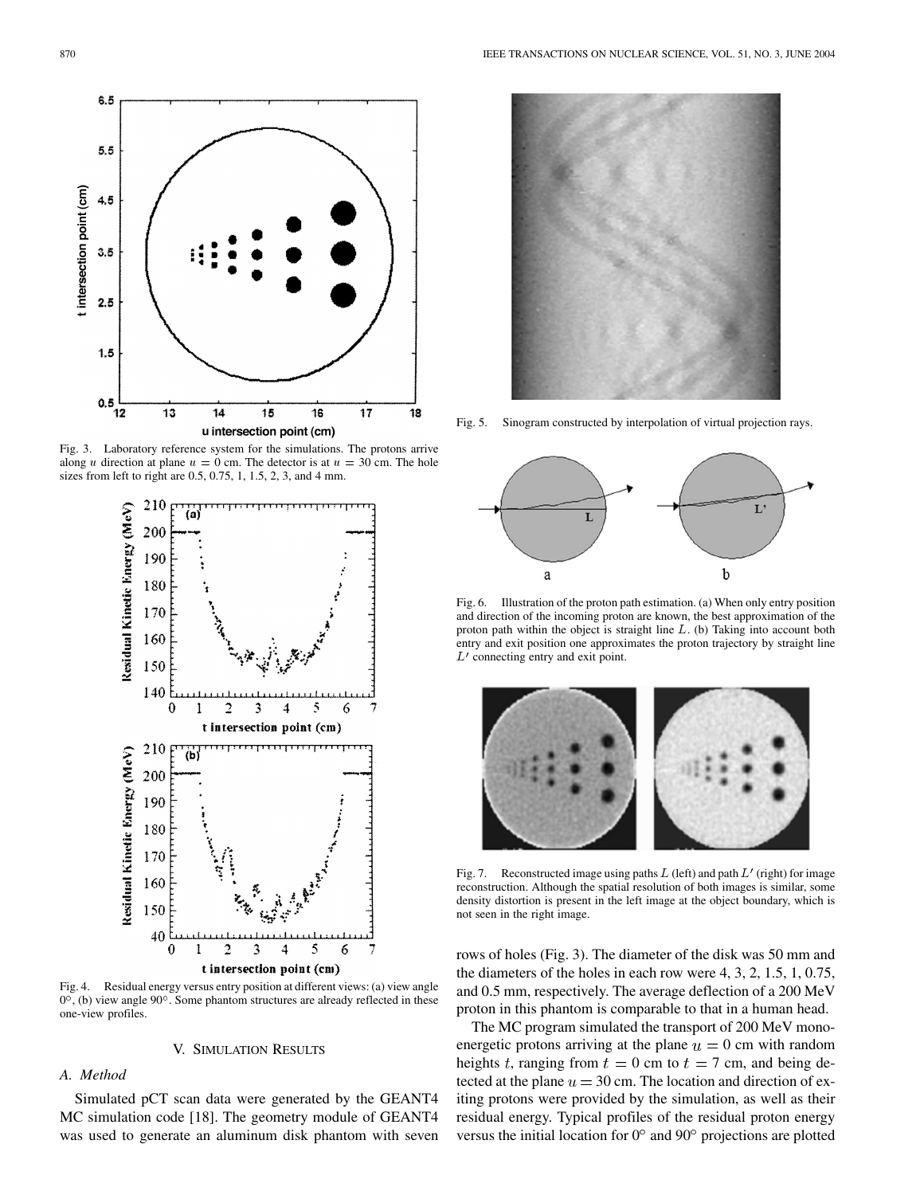Fig. 3. Laboratory reference system for the simulations. The protons arrive along $u$ direction at plane $u = 0$ cm. The detector is at $u = 30$ cm. The hole sizes from left to right are 0.5, 0.75, 1, 1.5, 2, 3, and 4 mm.

Fig. 4. Residual energy versus entry position at different views: (a) view angle 0°, (b) view angle 90°. Some phantom structures are already reflected in these one-view profiles.

## V. Simulation Results

### A. Method

Simulated pCT scan data were generated by the GEANT4 MC simulation code [18]. The geometry module of GEANT4 was used to generate an aluminum disk phantom with seven rows of holes (Fig. 3). The diameter of the disk was 50 mm and the diameters of the holes in each row were 4, 3, 2, 1.5, 1, 0.75, and 0.5 mm, respectively. The average deflection of a 200 MeV proton in this phantom is comparable to that in a human head.

The MC program simulated the transport of 200 MeV monoenergetic protons arriving at the plane $u = 0$ cm with random heights $t$, ranging from $t = 0$ cm to $t = 7$ cm, and being detected at the plane $u = 30$ cm. The location and direction of exiting protons were provided by the simulation, as well as their residual energy. Typical profiles of the residual proton energy versus the initial location for 0° and 90° projections are plotted

Fig. 5. Sinogram constructed by interpolation of virtual projection rays.

Fig. 6. Illustration of the proton path estimation. (a) When only entry position and direction of the incoming proton are known, the best approximation of the proton path within the object is straight line $L$. (b) Taking into account both entry and exit position one approximates the proton trajectory by straight line $L'$ connecting entry and exit point.

Fig. 7. Reconstructed image using paths $L$ (left) and path $L'$ (right) for image reconstruction. Although the spatial resolution of both images is similar, some density distortion is present in the left image at the object boundary, which is not seen in the right image.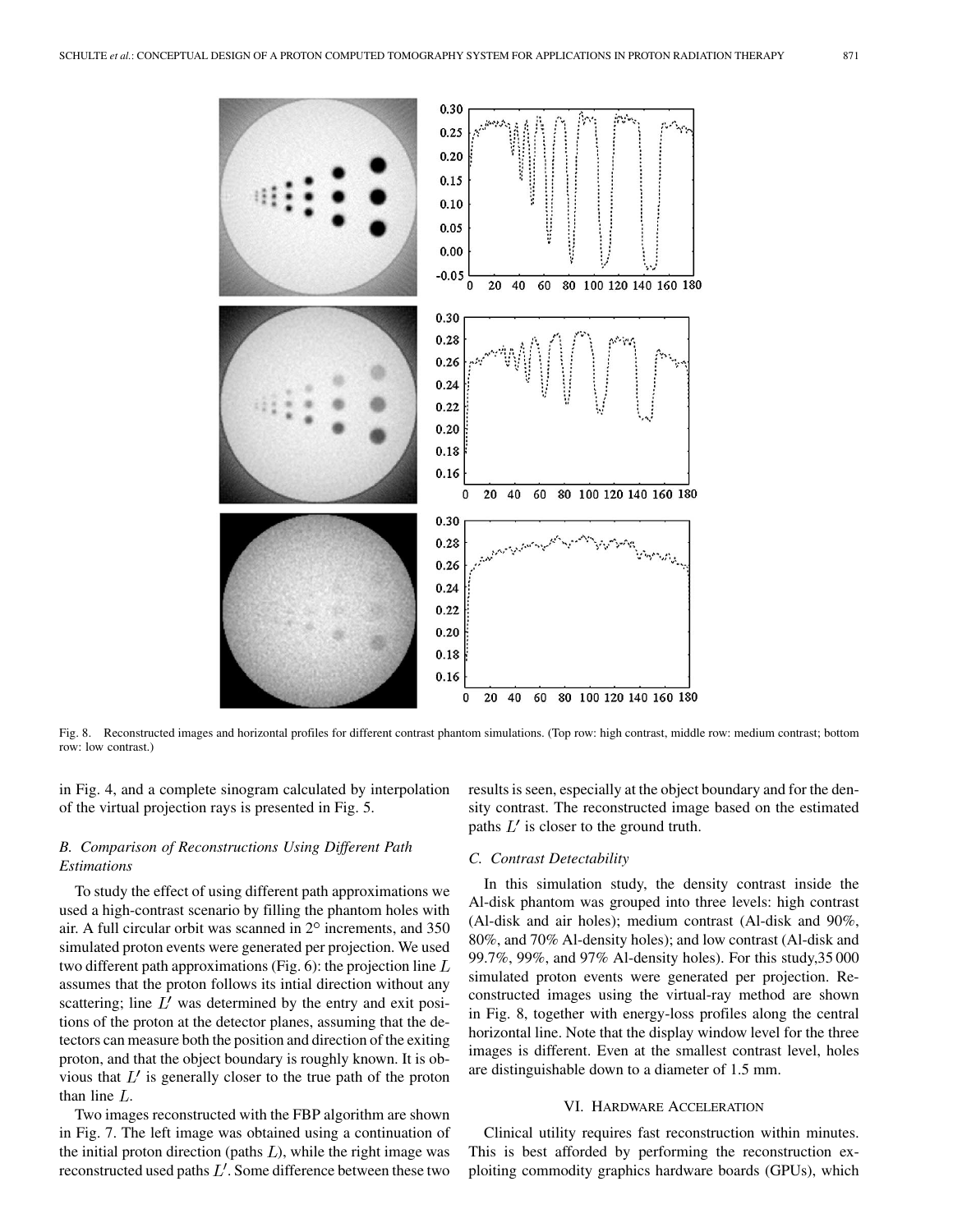Fig. 8. Reconstructed images and horizontal profiles for different contrast phantom simulations. (Top row: high contrast, middle row: medium contrast; bottom row: low contrast.)

in Fig. 4, and a complete sinogram calculated by interpolation of the virtual projection rays is presented in Fig. 5.

### B. Comparison of Reconstructions Using Different Path Estimations

To study the effect of using different path approximations we used a high-contrast scenario by filling the phantom holes with air. A full circular orbit was scanned in 2° increments, and 350 simulated proton events were generated per projection. We used two different path approximations (Fig. 6): the projection line $L$ assumes that the proton follows its intial direction without any scattering; line $L'$ was determined by the entry and exit positions of the proton at the detector planes, assuming that the detectors can measure both the position and direction of the exiting proton, and that the object boundary is roughly known. It is obvious that $L'$ is generally closer to the true path of the proton than line $L$.

Two images reconstructed with the FBP algorithm are shown in Fig. 7. The left image was obtained using a continuation of the initial proton direction (paths $L$), while the right image was reconstructed used paths $L'$. Some difference between these two results is seen, especially at the object boundary and for the density contrast. The reconstructed image based on the estimated paths $L'$ is closer to the ground truth.

### C. Contrast Detectability

In this simulation study, the density contrast inside the Al-disk phantom was grouped into three levels: high contrast (Al-disk and air holes); medium contrast (Al-disk and 90%, 80%, and 70% Al-density holes); and low contrast (Al-disk and 99.7%, 99%, and 97% Al-density holes). For this study,35 000 simulated proton events were generated per projection. Reconstructed images using the virtual-ray method are shown in Fig. 8, together with energy-loss profiles along the central horizontal line. Note that the display window level for the three images is different. Even at the smallest contrast level, holes are distinguishable down to a diameter of 1.5 mm.

## VI. Hardware Acceleration

Clinical utility requires fast reconstruction within minutes. This is best afforded by performing the reconstruction exploiting commodity graphics hardware boards (GPUs), which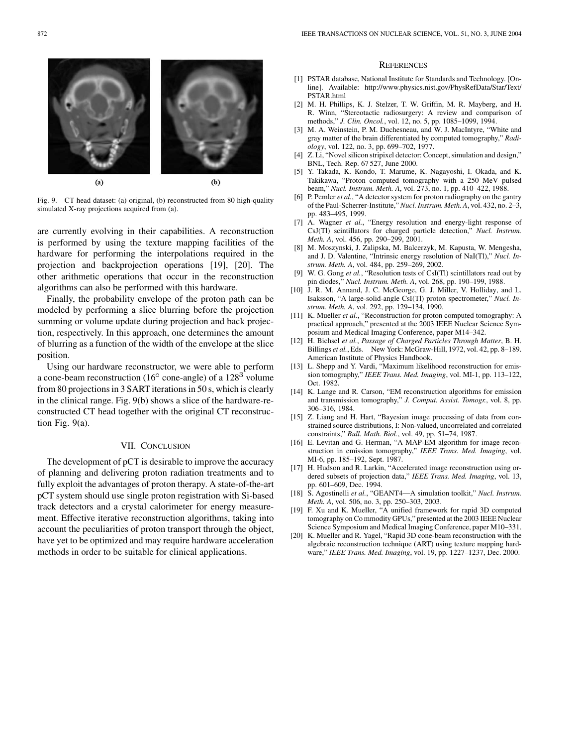Fig. 9. CT head dataset: (a) original, (b) reconstructed from 80 high-quality simulated X-ray projections acquired from (a).

are currently evolving in their capabilities. A reconstruction is performed by using the texture mapping facilities of the hardware for performing the interpolations required in the projection and backprojection operations [19], [20]. The other arithmetic operations that occur in the reconstruction algorithms can also be performed with this hardware.

Finally, the probability envelope of the proton path can be modeled by performing a slice blurring before the projection summing or volume update during projection and back projection, respectively. In this approach, one determines the amount of blurring as a function of the width of the envelope at the slice position.

Using our hardware reconstructor, we were able to perform a cone-beam reconstruction (16° cone-angle) of a $128^3$ volume from 80 projections in 3 SART iterations in 50 s, which is clearly in the clinical range. Fig. 9(b) shows a slice of the hardware-reconstructed CT head together with the original CT reconstruction Fig. 9(a).

## VII. Conclusion

The development of pCT is desirable to improve the accuracy of planning and delivering proton radiation treatments and to fully exploit the advantages of proton therapy. A state-of-the-art pCT system should use single proton registration with Si-based track detectors and a crystal calorimeter for energy measurement. Effective iterative reconstruction algorithms, taking into account the peculiarities of proton transport through the object, have yet to be optimized and may require hardware acceleration methods in order to be suitable for clinical applications.

## References

[1] PSTAR database, National Institute for Standards and Technology. [Online]. Available: http://www.physics.nist.gov/PhysRefData/Star/Text/PSTAR.html

[2] M. H. Phillips, K. J. Stelzer, T. W. Griffin, M. R. Mayberg, and H. R. Winn, "Stereotactic radiosurgery: A review and comparison of methods," *J. Clin. Oncol.*, vol. 12, no. 5, pp. 1085–1099, 1994.

[3] M. A. Weinstein, P. M. Duchesneau, and W. J. MacIntyre, "White and gray matter of the brain differentiated by computed tomography," *Radiology*, vol. 122, no. 3, pp. 699–702, 1977.

[4] Z. Li, "Novel silicon stripixel detector: Concept, simulation and design," BNL, Tech. Rep. 67 527, June 2000.

[5] Y. Takada, K. Kondo, T. Marume, K. Nagayoshi, I. Okada, and K. Takikawa, "Proton computed tomography with a 250 MeV pulsed beam," *Nucl. Instrum. Meth. A*, vol. 273, no. 1, pp. 410–422, 1988.

[6] P. Pemler *et al.*, "A detector system for proton radiography on the gantry of the Paul-Scherrer-Institute," *Nucl. Instrum. Meth. A*, vol. 432, no. 2–3, pp. 483–495, 1999.

[7] A. Wagner *et al.*, "Energy resolution and energy-light response of CsJ(Tl) scintillators for charged particle detection," *Nucl. Instrum. Meth. A*, vol. 456, pp. 290–299, 2001.

[8] M. Moszynski, J. Zalipska, M. Balcerzyk, M. Kapusta, W. Mengesha, and J. D. Valentine, "Intrinsic energy resolution of NaI(Tl)," *Nucl. Instrum. Meth. A*, vol. 484, pp. 259–269, 2002.

[9] W. G. Gong *et al.*, "Resolution tests of CsI(Tl) scintillators read out by pin diodes," *Nucl. Instrum. Meth. A*, vol. 268, pp. 190–199, 1988.

[10] J. R. M. Annand, J. C. McGeorge, G. J. Miller, V. Holliday, and L. Isaksson, "A large-solid-angle CsI(Tl) proton spectrometer," *Nucl. Instrum. Meth. A*, vol. 292, pp. 129–134, 1990.

[11] K. Mueller *et al.*, "Reconstruction for proton computed tomography: A practical approach," presented at the 2003 IEEE Nuclear Science Symposium and Medical Imaging Conference, paper M14–342.

[12] H. Bichsel *et al.*, *Passage of Charged Particles Through Matter*, B. H. Billings *et al.*, Eds. New York: McGraw-Hill, 1972, vol. 42, pp. 8–189. American Institute of Physics Handbook.

[13] L. Shepp and Y. Vardi, "Maximum likelihood reconstruction for emission tomography," *IEEE Trans. Med. Imaging*, vol. MI-1, pp. 113–122, Oct. 1982.

[14] K. Lange and R. Carson, "EM reconstruction algorithms for emission and transmission tomography," *J. Comput. Assist. Tomogr.*, vol. 8, pp. 306–316, 1984.

[15] Z. Liang and H. Hart, "Bayesian image processing of data from constrained source distributions, I: Non-valued, uncorrelated and correlated constraints," *Bull. Math. Biol.*, vol. 49, pp. 51–74, 1987.

[16] E. Levitan and G. Herman, "A MAP-EM algorithm for image reconstruction in emission tomography," *IEEE Trans. Med. Imaging*, vol. MI-6, pp. 185–192, Sept. 1987.

[17] H. Hudson and R. Larkin, "Accelerated image reconstruction using ordered subsets of projection data," *IEEE Trans. Med. Imaging*, vol. 13, pp. 601–609, Dec. 1994.

[18] S. Agostinelli *et al.*, "GEANT4—A simulation toolkit," *Nucl. Instrum. Meth. A*, vol. 506, no. 3, pp. 250–303, 2003.

[19] F. Xu and K. Mueller, "A unified framework for rapid 3D computed tomography on Co mmodity GPUs," presented at the 2003 IEEE Nuclear Science Symposium and Medical Imaging Conference, paper M10–331.

[20] K. Mueller and R. Yagel, "Rapid 3D cone-beam reconstruction with the algebraic reconstruction technique (ART) using texture mapping hardware," *IEEE Trans. Med. Imaging*, vol. 19, pp. 1227–1237, Dec. 2000.